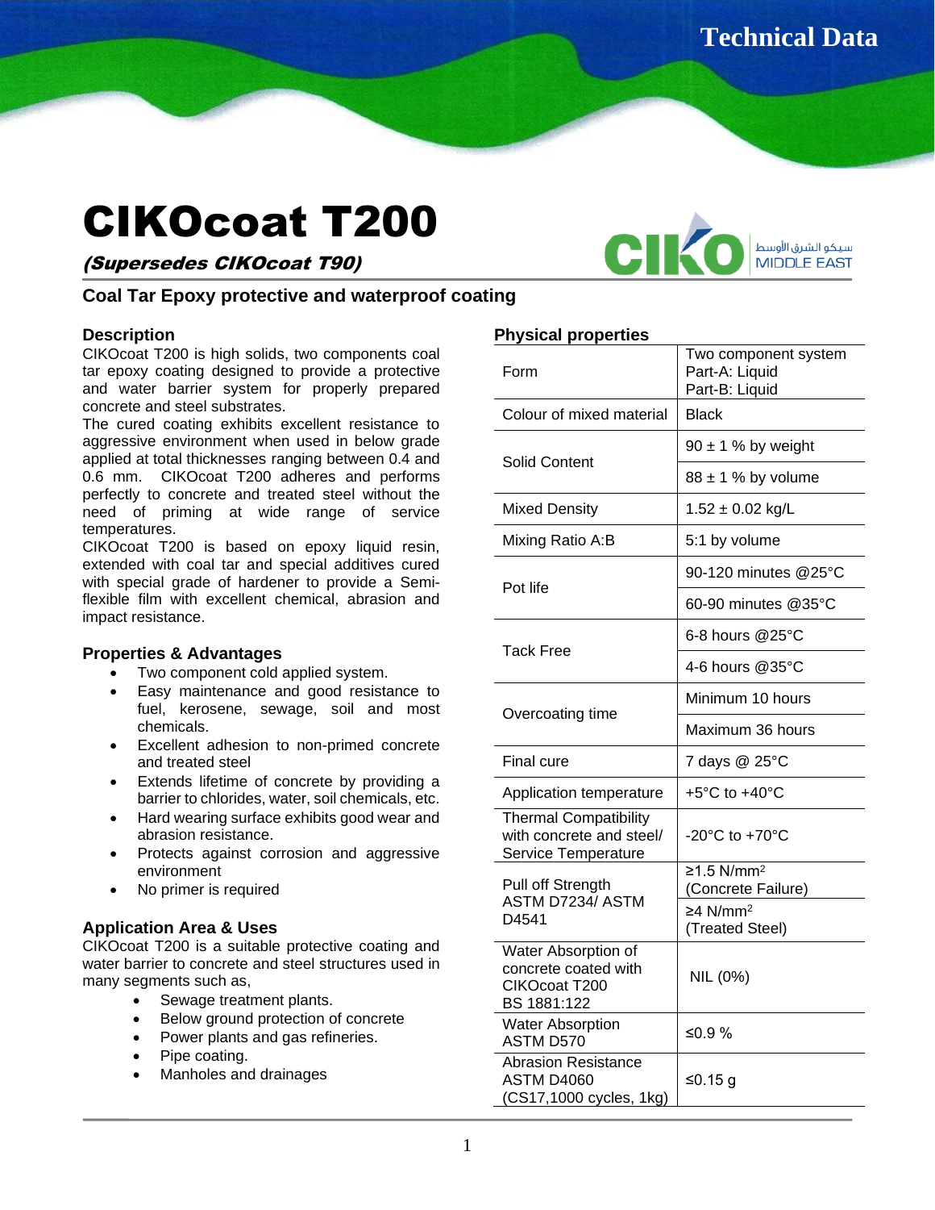# CIKOcoat T200

***(Supersedes CIKOcoat T90)***

## Coal Tar Epoxy protective and waterproof coating

### Description

CIKOcoat T200 is high solids, two components coal tar epoxy coating designed to provide a protective and water barrier system for properly prepared concrete and steel substrates.

The cured coating exhibits excellent resistance to aggressive environment when used in below grade applied at total thicknesses ranging between 0.4 and 0.6 mm. CIKOcoat T200 adheres and performs perfectly to concrete and treated steel without the need of priming at wide range of service temperatures.

CIKOcoat T200 is based on epoxy liquid resin, extended with coal tar and special additives cured with special grade of hardener to provide a Semi-flexible film with excellent chemical, abrasion and impact resistance.

### Properties & Advantages

- Two component cold applied system.
- Easy maintenance and good resistance to fuel, kerosene, sewage, soil and most chemicals.
- Excellent adhesion to non-primed concrete and treated steel
- Extends lifetime of concrete by providing a barrier to chlorides, water, soil chemicals, etc.
- Hard wearing surface exhibits good wear and abrasion resistance.
- Protects against corrosion and aggressive environment
- No primer is required

### Application Area & Uses

CIKOcoat T200 is a suitable protective coating and water barrier to concrete and steel structures used in many segments such as,

- Sewage treatment plants.
- Below ground protection of concrete
- Power plants and gas refineries.
- Pipe coating.
- Manholes and drainages

### Physical properties

| Property | Value |
|---|---|
| Form | Two component system<br>Part-A: Liquid<br>Part-B: Liquid |
| Colour of mixed material | Black |
| Solid Content | 90 ± 1 % by weight |
| | 88 ± 1 % by volume |
| Mixed Density | 1.52 ± 0.02 kg/L |
| Mixing Ratio A:B | 5:1 by volume |
| Pot life | 90-120 minutes @25°C |
| | 60-90 minutes @35°C |
| Tack Free | 6-8 hours @25°C |
| | 4-6 hours @35°C |
| Overcoating time | Minimum 10 hours |
| | Maximum 36 hours |
| Final cure | 7 days @ 25°C |
| Application temperature | +5°C to +40°C |
| Thermal Compatibility with concrete and steel/ Service Temperature | -20°C to +70°C |
| Pull off Strength ASTM D7234/ ASTM D4541 | ≥1.5 N/mm$^2$ (Concrete Failure) |
| | ≥4 N/mm$^2$ (Treated Steel) |
| Water Absorption of concrete coated with CIKOcoat T200 BS 1881:122 | NIL (0%) |
| Water Absorption ASTM D570 | ≤0.9 % |
| Abrasion Resistance ASTM D4060 (CS17,1000 cycles, 1kg) | ≤0.15 g |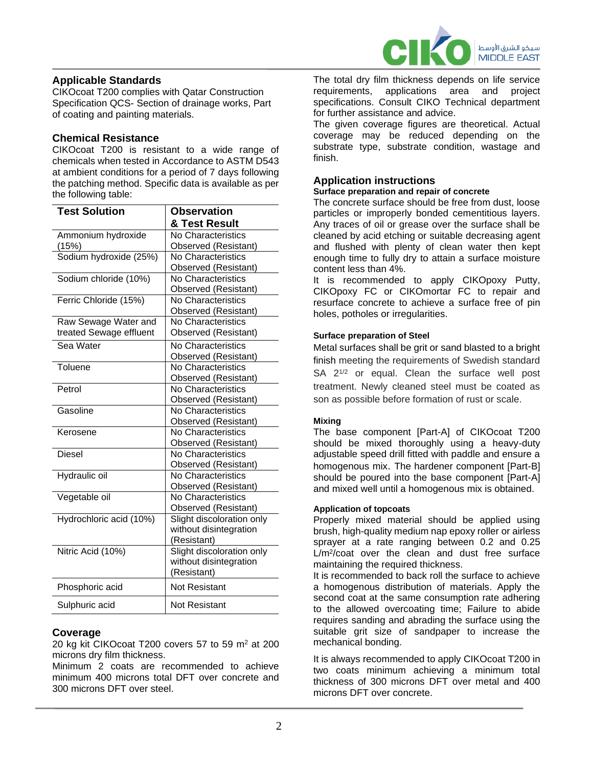## Applicable Standards

CIKOcoat T200 complies with Qatar Construction Specification QCS- Section of drainage works, Part of coating and painting materials.

## Chemical Resistance

CIKOcoat T200 is resistant to a wide range of chemicals when tested in Accordance to ASTM D543 at ambient conditions for a period of 7 days following the patching method. Specific data is available as per the following table:

| Test Solution | Observation & Test Result |
|---|---|
| Ammonium hydroxide (15%) | No Characteristics Observed (Resistant) |
| Sodium hydroxide (25%) | No Characteristics Observed (Resistant) |
| Sodium chloride (10%) | No Characteristics Observed (Resistant) |
| Ferric Chloride (15%) | No Characteristics Observed (Resistant) |
| Raw Sewage Water and treated Sewage effluent | No Characteristics Observed (Resistant) |
| Sea Water | No Characteristics Observed (Resistant) |
| Toluene | No Characteristics Observed (Resistant) |
| Petrol | No Characteristics Observed (Resistant) |
| Gasoline | No Characteristics Observed (Resistant) |
| Kerosene | No Characteristics Observed (Resistant) |
| Diesel | No Characteristics Observed (Resistant) |
| Hydraulic oil | No Characteristics Observed (Resistant) |
| Vegetable oil | No Characteristics Observed (Resistant) |
| Hydrochloric acid (10%) | Slight discoloration only without disintegration (Resistant) |
| Nitric Acid (10%) | Slight discoloration only without disintegration (Resistant) |
| Phosphoric acid | Not Resistant |
| Sulphuric acid | Not Resistant |

## Coverage

20 kg kit CIKOcoat T200 covers 57 to 59 m$^2$ at 200 microns dry film thickness.

Minimum 2 coats are recommended to achieve minimum 400 microns total DFT over concrete and 300 microns DFT over steel.

The total dry film thickness depends on life service requirements, applications area and project specifications. Consult CIKO Technical department for further assistance and advice.

The given coverage figures are theoretical. Actual coverage may be reduced depending on the substrate type, substrate condition, wastage and finish.

## Application instructions

#### Surface preparation and repair of concrete

The concrete surface should be free from dust, loose particles or improperly bonded cementitious layers. Any traces of oil or grease over the surface shall be cleaned by acid etching or suitable decreasing agent and flushed with plenty of clean water then kept enough time to fully dry to attain a surface moisture content less than 4%.

It is recommended to apply CIKOpoxy Putty, CIKOpoxy FC or CIKOmortar FC to repair and resurface concrete to achieve a surface free of pin holes, potholes or irregularities.

#### Surface preparation of Steel

Metal surfaces shall be grit or sand blasted to a bright finish meeting the requirements of Swedish standard SA 2$^{1/2}$ or equal. Clean the surface well post treatment. Newly cleaned steel must be coated as son as possible before formation of rust or scale.

#### Mixing

The base component [Part-A] of CIKOcoat T200 should be mixed thoroughly using a heavy-duty adjustable speed drill fitted with paddle and ensure a homogenous mix. The hardener component [Part-B] should be poured into the base component [Part-A] and mixed well until a homogenous mix is obtained.

#### Application of topcoats

Properly mixed material should be applied using brush, high-quality medium nap epoxy roller or airless sprayer at a rate ranging between 0.2 and 0.25 L/m$^2$/coat over the clean and dust free surface maintaining the required thickness.

It is recommended to back roll the surface to achieve a homogenous distribution of materials. Apply the second coat at the same consumption rate adhering to the allowed overcoating time; Failure to abide requires sanding and abrading the surface using the suitable grit size of sandpaper to increase the mechanical bonding.

It is always recommended to apply CIKOcoat T200 in two coats minimum achieving a minimum total thickness of 300 microns DFT over metal and 400 microns DFT over concrete.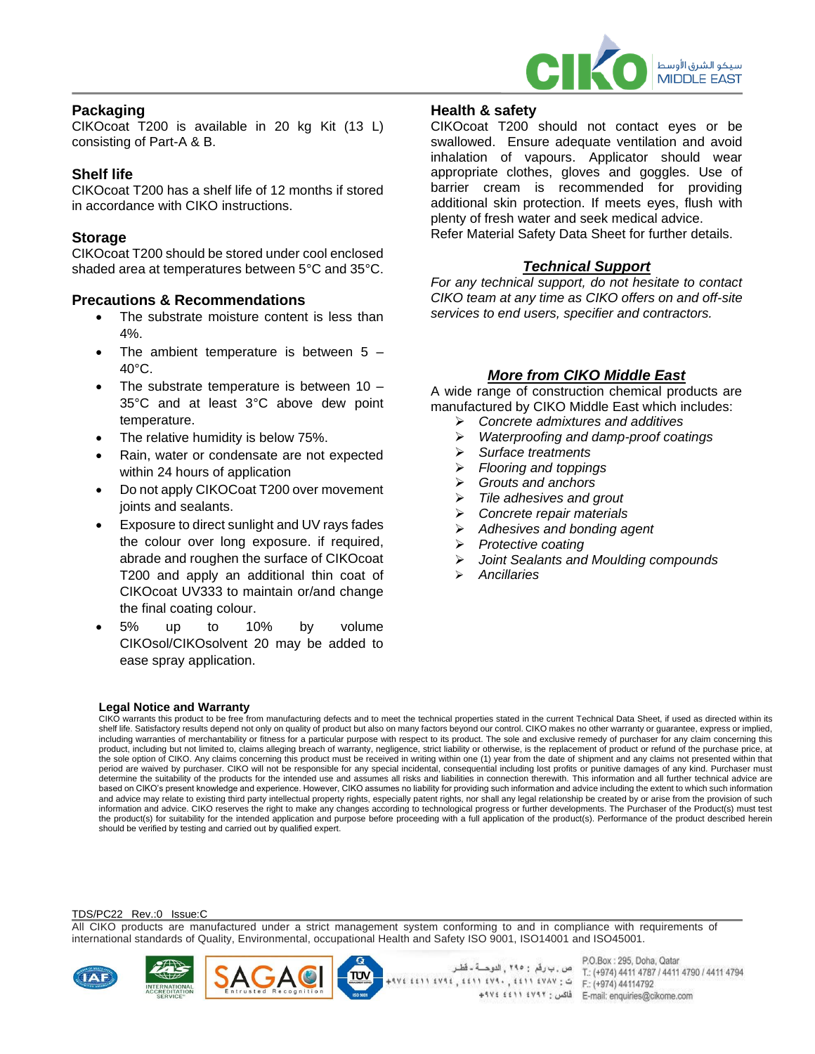## Packaging

CIKOcoat T200 is available in 20 kg Kit (13 L) consisting of Part-A & B.

## Shelf life

CIKOcoat T200 has a shelf life of 12 months if stored in accordance with CIKO instructions.

## Storage

CIKOcoat T200 should be stored under cool enclosed shaded area at temperatures between 5°C and 35°C.

## Precautions & Recommendations

- The substrate moisture content is less than 4%.
- The ambient temperature is between 5 – 40°C.
- The substrate temperature is between 10 – 35°C and at least 3°C above dew point temperature.
- The relative humidity is below 75%.
- Rain, water or condensate are not expected within 24 hours of application
- Do not apply CIKOCoat T200 over movement joints and sealants.
- Exposure to direct sunlight and UV rays fades the colour over long exposure. if required, abrade and roughen the surface of CIKOcoat T200 and apply an additional thin coat of CIKOcoat UV333 to maintain or/and change the final coating colour.
- 5% up to 10% by volume CIKOsol/CIKOsolvent 20 may be added to ease spray application.

## Health & safety

CIKOcoat T200 should not contact eyes or be swallowed. Ensure adequate ventilation and avoid inhalation of vapours. Applicator should wear appropriate clothes, gloves and goggles. Use of barrier cream is recommended for providing additional skin protection. If meets eyes, flush with plenty of fresh water and seek medical advice.
Refer Material Safety Data Sheet for further details.

## ***Technical Support***

*For any technical support, do not hesitate to contact CIKO team at any time as CIKO offers on and off-site services to end users, specifier and contractors.*

## ***More from CIKO Middle East***

A wide range of construction chemical products are manufactured by CIKO Middle East which includes:

- *Concrete admixtures and additives*
- *Waterproofing and damp-proof coatings*
- *Surface treatments*
- *Flooring and toppings*
- *Grouts and anchors*
- *Tile adhesives and grout*
- *Concrete repair materials*
- *Adhesives and bonding agent*
- *Protective coating*
- *Joint Sealants and Moulding compounds*
- *Ancillaries*

### Legal Notice and Warranty

CIKO warrants this product to be free from manufacturing defects and to meet the technical properties stated in the current Technical Data Sheet, if used as directed within its shelf life. Satisfactory results depend not only on quality of product but also on many factors beyond our control. CIKO makes no other warranty or guarantee, express or implied, including warranties of merchantability or fitness for a particular purpose with respect to its product. The sole and exclusive remedy of purchaser for any claim concerning this product, including but not limited to, claims alleging breach of warranty, negligence, strict liability or otherwise, is the replacement of product or refund of the purchase price, at the sole option of CIKO. Any claims concerning this product must be received in writing within one (1) year from the date of shipment and any claims not presented within that period are waived by purchaser. CIKO will not be responsible for any special incidental, consequential including lost profits or punitive damages of any kind. Purchaser must determine the suitability of the products for the intended use and assumes all risks and liabilities in connection therewith. This information and all further technical advice are based on CIKO's present knowledge and experience. However, CIKO assumes no liability for providing such information and advice including the extent to which such information and advice may relate to existing third party intellectual property rights, especially patent rights, nor shall any legal relationship be created by or arise from the provision of such information and advice. CIKO reserves the right to make any changes according to technological progress or further developments. The Purchaser of the Product(s) must test the product(s) for suitability for the intended application and purpose before proceeding with a full application of the product(s). Performance of the product described herein should be verified by testing and carried out by qualified expert.

TDS/PC22 Rev.:0 Issue:C

All CIKO products are manufactured under a strict management system conforming to and in compliance with requirements of international standards of Quality, Environmental, occupational Health and Safety ISO 9001, ISO14001 and ISO45001.

ص . ب رقم : ٢٩٥ , الدوحــة - قطـر
ت : ٤٤١١٤٧٨٧ , ٤٤١١٤٧٩٠ , ٤٤١١٤٧٩٤ +٩٧٤
فاكس : ٤٤١١٤٧٩٢ +٩٧٤

P.O.Box : 295, Doha, Qatar
T.: (+974) 4411 4787 / 4411 4790 / 4411 4794
F.: (+974) 44114792
E-mail: enquiries@cikome.com